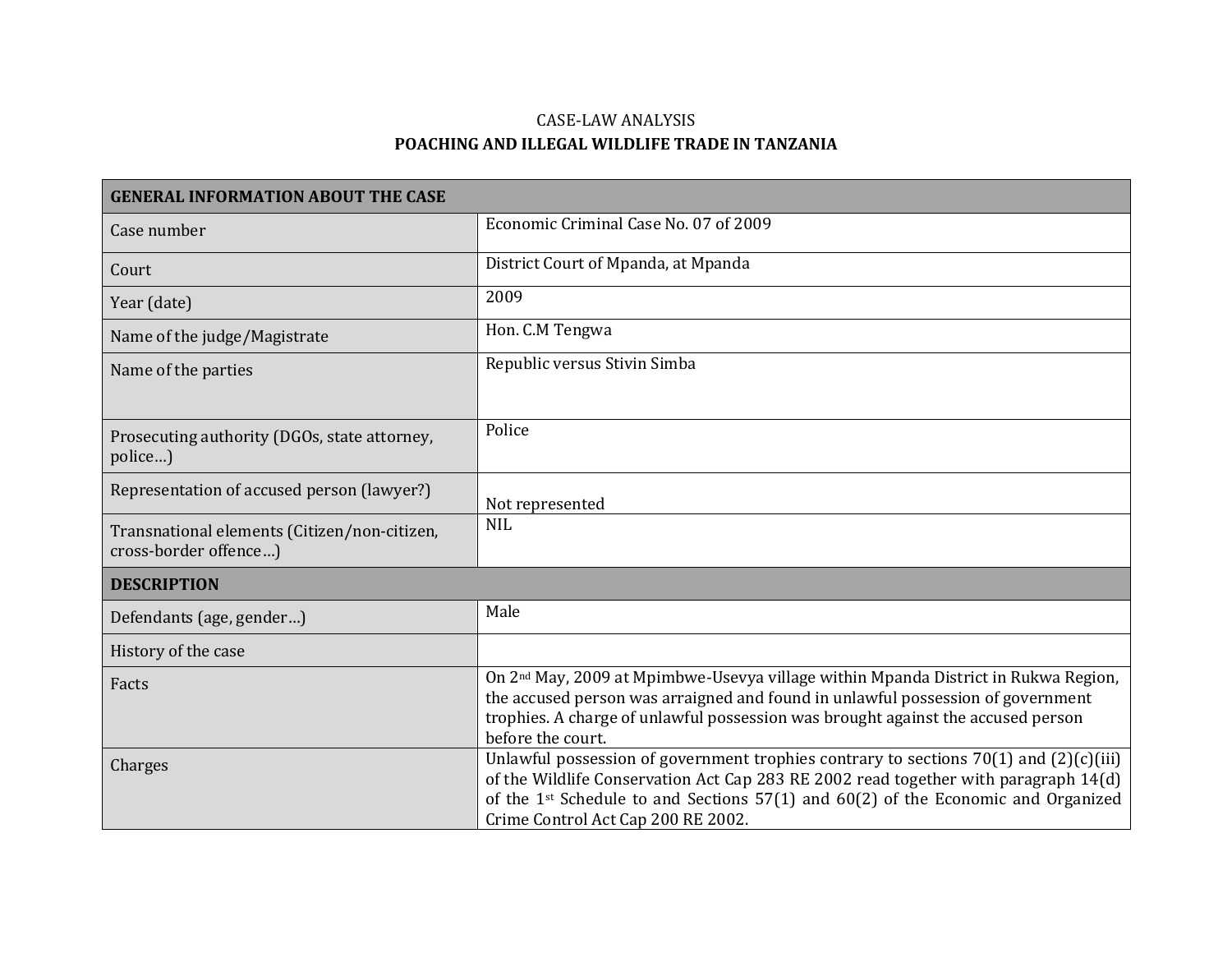CASE-LAW ANALYSIS

**POACHING AND ILLEGAL WILDLIFE TRADE IN TANZANIA**

| **GENERAL INFORMATION ABOUT THE CASE** | |
|---|---|
| Case number | Economic Criminal Case No. 07 of 2009 |
| Court | District Court of Mpanda, at Mpanda |
| Year (date) | 2009 |
| Name of the judge/Magistrate | Hon. C.M Tengwa |
| Name of the parties | Republic versus Stivin Simba |
| Prosecuting authority (DGOs, state attorney, police…) | Police |
| Representation of accused person (lawyer?) | Not represented |
| Transnational elements (Citizen/non-citizen, cross-border offence…) | NIL |
| **DESCRIPTION** | |
| Defendants (age, gender…) | Male |
| History of the case | |
| Facts | On 2nd May, 2009 at Mpimbwe-Usevya village within Mpanda District in Rukwa Region, the accused person was arraigned and found in unlawful possession of government trophies. A charge of unlawful possession was brought against the accused person before the court. |
| Charges | Unlawful possession of government trophies contrary to sections 70(1) and (2)(c)(iii) of the Wildlife Conservation Act Cap 283 RE 2002 read together with paragraph 14(d) of the 1st Schedule to and Sections 57(1) and 60(2) of the Economic and Organized Crime Control Act Cap 200 RE 2002. |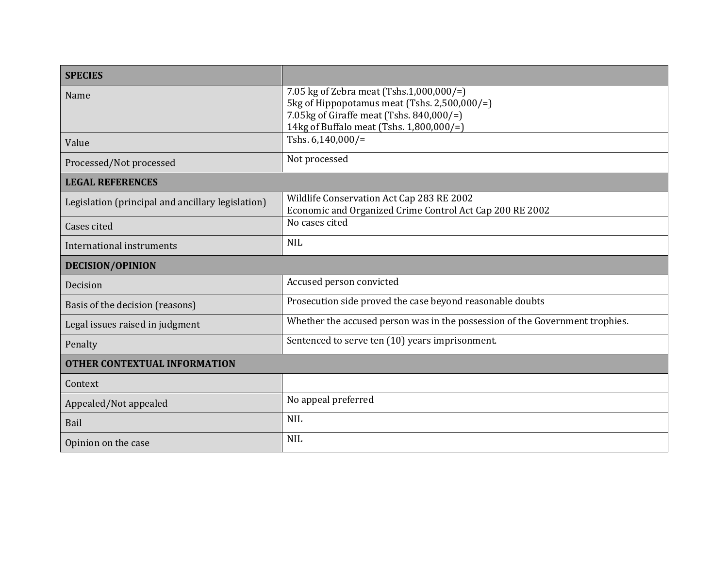| | |
|---|---|
| **SPECIES** | |
| Name | 7.05 kg of Zebra meat (Tshs.1,000,000/=)<br>5kg of Hippopotamus meat (Tshs. 2,500,000/=)<br>7.05kg of Giraffe meat (Tshs. 840,000/=)<br>14kg of Buffalo meat (Tshs. 1,800,000/=) |
| Value | Tshs. 6,140,000/= |
| Processed/Not processed | Not processed |
| **LEGAL REFERENCES** | |
| Legislation (principal and ancillary legislation) | Wildlife Conservation Act Cap 283 RE 2002<br>Economic and Organized Crime Control Act Cap 200 RE 2002 |
| Cases cited | No cases cited |
| International instruments | NIL |
| **DECISION/OPINION** | |
| Decision | Accused person convicted |
| Basis of the decision (reasons) | Prosecution side proved the case beyond reasonable doubts |
| Legal issues raised in judgment | Whether the accused person was in the possession of the Government trophies. |
| Penalty | Sentenced to serve ten (10) years imprisonment. |
| **OTHER CONTEXTUAL INFORMATION** | |
| Context | |
| Appealed/Not appealed | No appeal preferred |
| Bail | NIL |
| Opinion on the case | NIL |